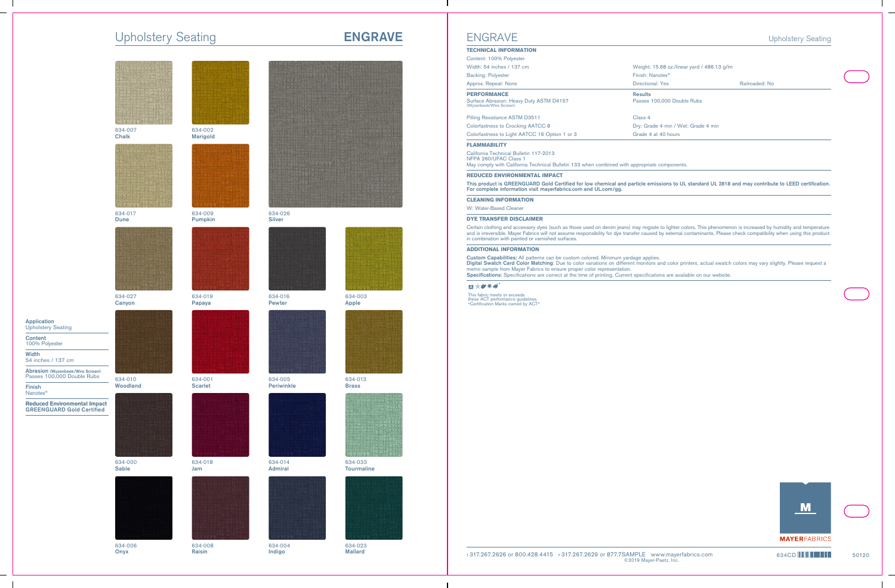# Upholstery Seating

## ENGRAVE

634-007
**Chalk**

634-002
**Marigold**

634-017
**Dune**

634-009
**Pumpkin**

634-026
**Silver**

634-027
**Canyon**

634-019
**Papaya**

634-016
**Pewter**

634-003
**Apple**

634-010
**Woodland**

634-001
**Scarlet**

634-005
**Periwinkle**

634-013
**Brass**

634-000
**Sable**

634-018
**Jam**

634-014
**Admiral**

634-033
**Tourmaline**

634-006
**Onyx**

634-008
**Raisin**

634-004
**Indigo**

634-023
**Mallard**

**Application**
Upholstery Seating

**Content**
100% Polyester

**Width**
54 inches / 137 cm

**Abrasion (Wyzenbeek/Wire Screen)**
Passes 100,000 Double Rubs

**Finish**
Nanotex®

**Reduced Environmental Impact**
**GREENGUARD Gold Certified**

# ENGRAVE

Upholstery Seating

### TECHNICAL INFORMATION

| | | |
|---|---|---|
| Content: 100% Polyester | | |
| Width: 54 inches / 137 cm | Weight: 15.68 oz./linear yard / 486.13 g/lm | |
| Backing: Polyester | Finish: Nanotex® | |
| Approx. Repeat: None | Directional: Yes | Railroaded: No |

| **PERFORMANCE** | **Results** |
|---|---|
| Surface Abrasion: Heavy Duty ASTM D4157 (Wyzenbeek/Wire Screen) | Passes 100,000 Double Rubs |
| Pilling Resistance ASTM D3511 | Class 4 |
| Colorfastness to Crocking AATCC 8 | Dry: Grade 4 min / Wet: Grade 4 min |
| Colorfastness to Light AATCC 16 Option 1 or 3 | Grade 4 at 40 hours |

### FLAMMABILITY

California Technical Bulletin 117-2013
NFPA 260/UFAC Class 1
May comply with California Technical Bulletin 133 when combined with appropriate components.

### REDUCED ENVIRONMENTAL IMPACT

**This product is GREENGUARD Gold Certified for low chemical and particle emissions to UL standard UL 2818 and may contribute to LEED certification. For complete information visit mayerfabrics.com and UL.com/gg.**

### CLEANING INFORMATION

W: Water-Based Cleaner

### DYE TRANSFER DISCLAIMER

Certain clothing and accessory dyes (such as those used on denim jeans) may migrate to lighter colors. This phenomenon is increased by humidity and temperature and is irreversible. Mayer Fabrics will not assume responsibility for dye transfer caused by external contaminants. Please check compatibility when using this product in combination with painted or varnished surfaces.

### ADDITIONAL INFORMATION

**Custom Capabilities:** All patterns can be custom colored. Minimum yardage applies.
**Digital Swatch Card Color Matching:** Due to color variations on different monitors and color printers, actual swatch colors may vary slightly. Please request a memo sample from Mayer Fabrics to ensure proper color representation.
**Specifications:** Specifications are correct at the time of printing. Current specifications are available on our website.

This fabric meets or exceeds
these ACT performance guidelines.
*Certification Marks owned by ACT®

MAYERFABRICS

T 317.267.2626 or 800.428.4415 F 317.267.2629 or 877.7SAMPLE www.mayerfabrics.com
©2019 Mayer-Paetz, Inc.

634CD

50120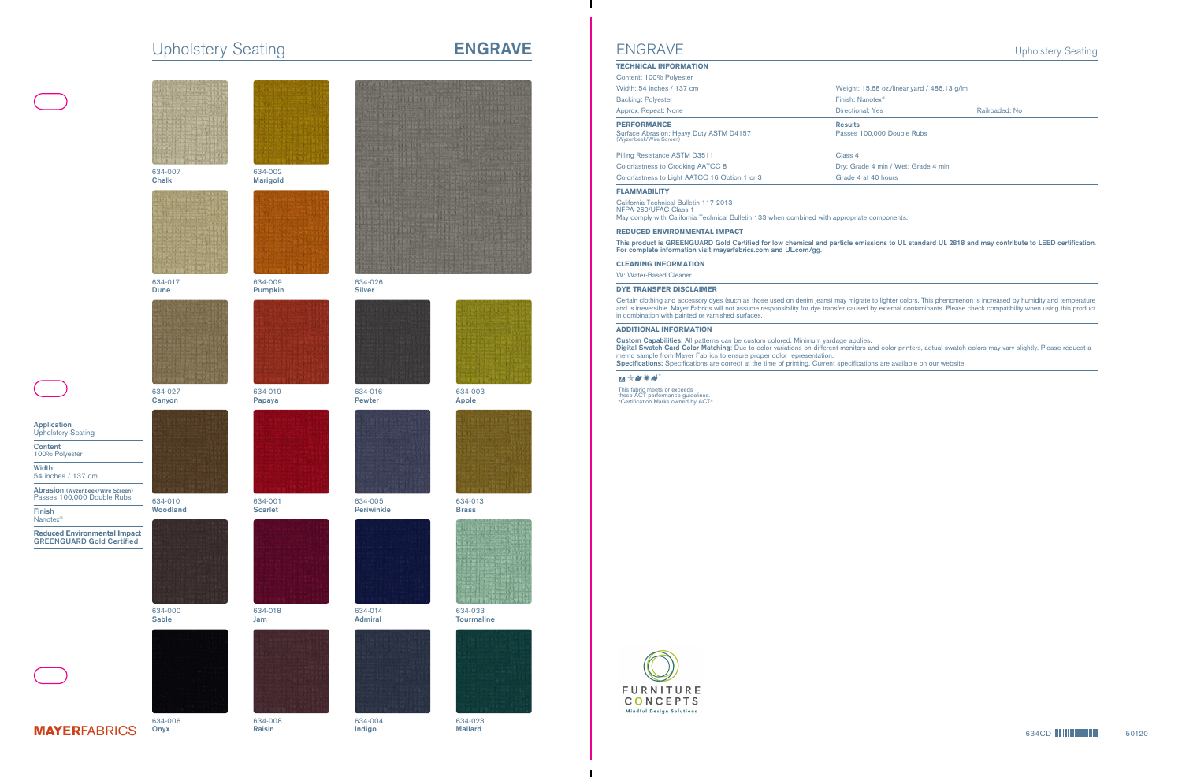# Upholstery Seating — ENGRAVE

634-007
**Chalk**

634-002
**Marigold**

634-017
**Dune**

634-009
**Pumpkin**

634-026
**Silver**

634-027
**Canyon**

634-019
**Papaya**

634-016
**Pewter**

634-003
**Apple**

634-010
**Woodland**

634-001
**Scarlet**

634-005
**Periwinkle**

634-013
**Brass**

634-000
**Sable**

634-018
**Jam**

634-014
**Admiral**

634-033
**Tourmaline**

634-006
**Onyx**

634-008
**Raisin**

634-004
**Indigo**

634-023
**Mallard**

**Application**
Upholstery Seating

**Content**
100% Polyester

**Width**
54 inches / 137 cm

**Abrasion** (Wyzenbeek/Wire Screen)
Passes 100,000 Double Rubs

**Finish**
Nanotex®

**Reduced Environmental Impact**
**GREENGUARD Gold Certified**

**MAYERFABRICS**

# ENGRAVE

Upholstery Seating

## TECHNICAL INFORMATION

| | | |
|---|---|---|
| Content: 100% Polyester | | |
| Width: 54 inches / 137 cm | Weight: 15.68 oz./linear yard / 486.13 g/lm | |
| Backing: Polyester | Finish: Nanotex® | |
| Approx. Repeat: None | Directional: Yes | Railroaded: No |

| **PERFORMANCE** | **Results** |
|---|---|
| Surface Abrasion: Heavy Duty ASTM D4157 (Wyzenbeek/Wire Screen) | Passes 100,000 Double Rubs |
| Pilling Resistance ASTM D3511 | Class 4 |
| Colorfastness to Crocking AATCC 8 | Dry: Grade 4 min / Wet: Grade 4 min |
| Colorfastness to Light AATCC 16 Option 1 or 3 | Grade 4 at 40 hours |

## FLAMMABILITY

California Technical Bulletin 117-2013
NFPA 260/UFAC Class 1
May comply with California Technical Bulletin 133 when combined with appropriate components.

## REDUCED ENVIRONMENTAL IMPACT

**This product is GREENGUARD Gold Certified for low chemical and particle emissions to UL standard UL 2818 and may contribute to LEED certification. For complete information visit mayerfabrics.com and UL.com/gg.**

## CLEANING INFORMATION

W: Water-Based Cleaner

## DYE TRANSFER DISCLAIMER

Certain clothing and accessory dyes (such as those used on denim jeans) may migrate to lighter colors. This phenomenon is increased by humidity and temperature and is irreversible. Mayer Fabrics will not assume responsibility for dye transfer caused by external contaminants. Please check compatibility when using this product in combination with painted or varnished surfaces.

## ADDITIONAL INFORMATION

**Custom Capabilities:** All patterns can be custom colored. Minimum yardage applies.
**Digital Swatch Card Color Matching:** Due to color variations on different monitors and color printers, actual swatch colors may vary slightly. Please request a memo sample from Mayer Fabrics to ensure proper color representation.
**Specifications:** Specifications are correct at the time of printing. Current specifications are available on our website.

This fabric meets or exceeds these ACT performance guidelines.
*Certification Marks owned by ACT®

FURNITURE CONCEPTS
Mindful Design Solutions

634CD

50120